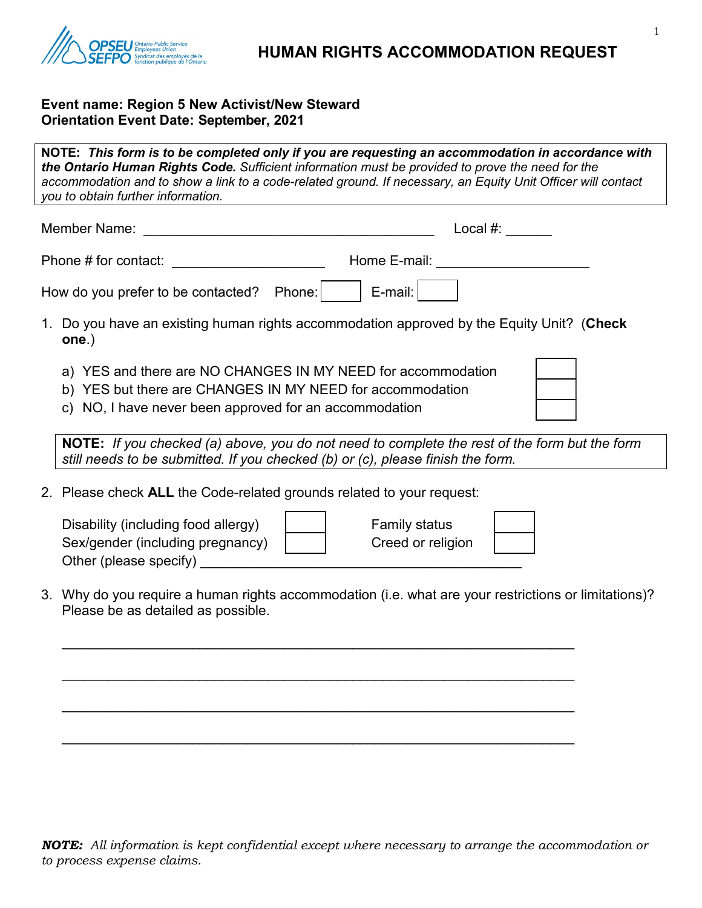# HUMAN RIGHTS ACCOMMODATION REQUEST

**Event name: Region 5 New Activist/New Steward Orientation Event Date: September, 2021**

**NOTE:** ***This form is to be completed only if you are requesting an accommodation in accordance with the Ontario Human Rights Code.*** *Sufficient information must be provided to prove the need for the accommodation and to show a link to a code-related ground. If necessary, an Equity Unit Officer will contact you to obtain further information.*

Member Name: ______________________________________ Local #: ______

Phone # for contact: ____________________ Home E-mail: ____________________

How do you prefer to be contacted? Phone: ☐ E-mail: ☐

1. Do you have an existing human rights accommodation approved by the Equity Unit? (**Check one**.)

   a) YES and there are NO CHANGES IN MY NEED for accommodation ☐
   b) YES but there are CHANGES IN MY NEED for accommodation ☐
   c) NO, I have never been approved for an accommodation ☐

   **NOTE:** *If you checked (a) above, you do not need to complete the rest of the form but the form still needs to be submitted. If you checked (b) or (c), please finish the form.*

2. Please check **ALL** the Code-related grounds related to your request:

   Disability (including food allergy) ☐ Family status ☐
   Sex/gender (including pregnancy) ☐ Creed or religion ☐
   Other (please specify) ____________________________________________

3. Why do you require a human rights accommodation (i.e. what are your restrictions or limitations)? Please be as detailed as possible.

   _________________________________________________________________

   _________________________________________________________________

   _________________________________________________________________

   _________________________________________________________________

***NOTE:*** *All information is kept confidential except where necessary to arrange the accommodation or to process expense claims.*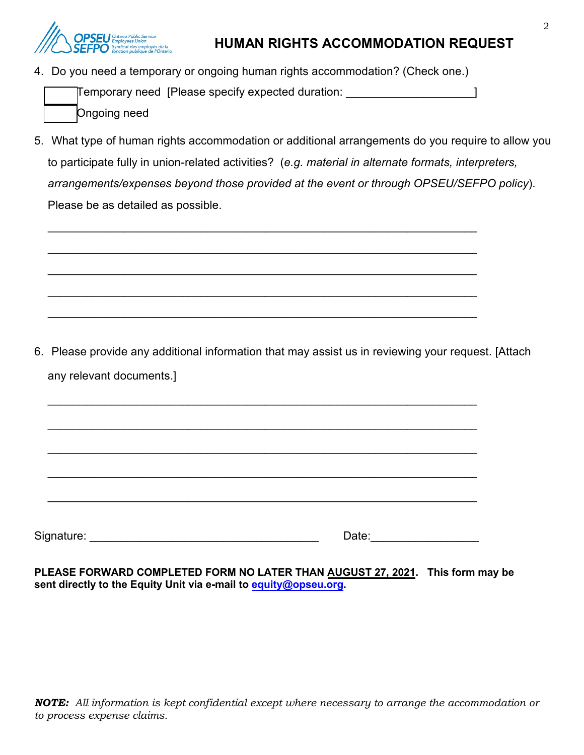# HUMAN RIGHTS ACCOMMODATION REQUEST

4. Do you need a temporary or ongoing human rights accommodation? (Check one.)

☐ Temporary need [Please specify expected duration: ____________________]

☐ Ongoing need

5. What type of human rights accommodation or additional arrangements do you require to allow you to participate fully in union-related activities? (*e.g. material in alternate formats, interpreters, arrangements/expenses beyond those provided at the event or through OPSEU/SEFPO policy*). Please be as detailed as possible.

_________________________________________________________________

_________________________________________________________________

_________________________________________________________________

_________________________________________________________________

_________________________________________________________________

6. Please provide any additional information that may assist us in reviewing your request. [Attach any relevant documents.]

_________________________________________________________________

_________________________________________________________________

_________________________________________________________________

_________________________________________________________________

_________________________________________________________________

Signature: ____________________________________ Date:_________________

**PLEASE FORWARD COMPLETED FORM NO LATER THAN AUGUST 27, 2021. This form may be sent directly to the Equity Unit via e-mail to equity@opseu.org.**

***NOTE:*** *All information is kept confidential except where necessary to arrange the accommodation or to process expense claims.*